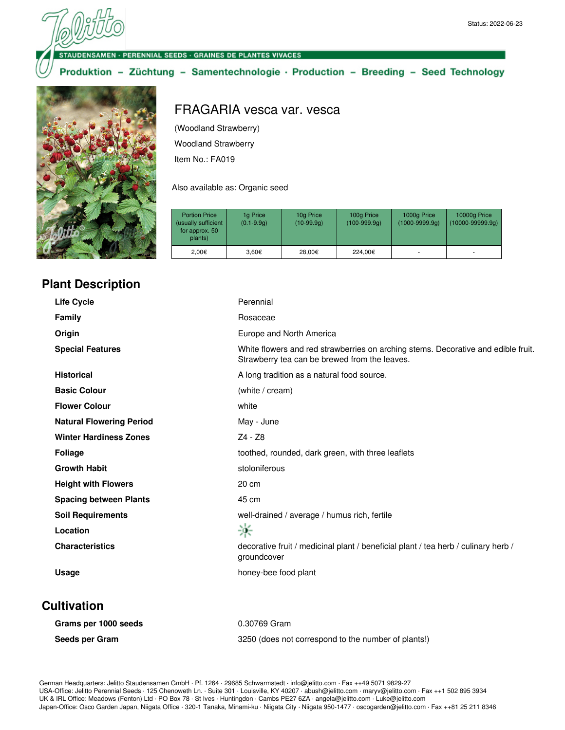Status: 2022-06-23

STAUDENSAMEN · PERENNIAL SEEDS · GRAINES DE PLANTES VIVACES

Produktion – Züchtung – Samentechnologie · Production – Breeding – Seed Technology

# FRAGARIA vesca var. vesca

(Woodland Strawberry)

Woodland Strawberry

Item No.: FA019

Also available as: Organic seed

| Portion Price (usually sufficient for approx. 50 plants) | 1g Price (0.1-9.9g) | 10g Price (10-99.9g) | 100g Price (100-999.9g) | 1000g Price (1000-9999.9g) | 10000g Price (10000-99999.9g) |
|---|---|---|---|---|---|
| 2,00€ | 3,60€ | 28,00€ | 224,00€ | - | - |

## Plant Description

| | |
|---|---|
| **Life Cycle** | Perennial |
| **Family** | Rosaceae |
| **Origin** | Europe and North America |
| **Special Features** | White flowers and red strawberries on arching stems. Decorative and edible fruit. Strawberry tea can be brewed from the leaves. |
| **Historical** | A long tradition as a natural food source. |
| **Basic Colour** | (white / cream) |
| **Flower Colour** | white |
| **Natural Flowering Period** | May - June |
| **Winter Hardiness Zones** | Z4 - Z8 |
| **Foliage** | toothed, rounded, dark green, with three leaflets |
| **Growth Habit** | stoloniferous |
| **Height with Flowers** | 20 cm |
| **Spacing between Plants** | 45 cm |
| **Soil Requirements** | well-drained / average / humus rich, fertile |
| **Location** | |
| **Characteristics** | decorative fruit / medicinal plant / beneficial plant / tea herb / culinary herb / groundcover |
| **Usage** | honey-bee food plant |

## Cultivation

| | |
|---|---|
| **Grams per 1000 seeds** | 0.30769 Gram |
| **Seeds per Gram** | 3250 (does not correspond to the number of plants!) |

German Headquarters: Jelitto Staudensamen GmbH · Pf. 1264 · 29685 Schwarmstedt · info@jelitto.com · Fax ++49 5071 9829-27
USA-Office: Jelitto Perennial Seeds · 125 Chenoweth Ln. · Suite 301 · Louisville, KY 40207 · abush@jelitto.com · maryv@jelitto.com · Fax ++1 502 895 3934
UK & IRL Office: Meadows (Fenton) Ltd · PO Box 78 · St Ives · Huntingdon · Cambs PE27 6ZA · angela@jelitto.com · Luke@jelitto.com
Japan-Office: Osco Garden Japan, Niigata Office · 320-1 Tanaka, Minami-ku · Niigata City · Niigata 950-1477 · oscogarden@jelitto.com · Fax ++81 25 211 8346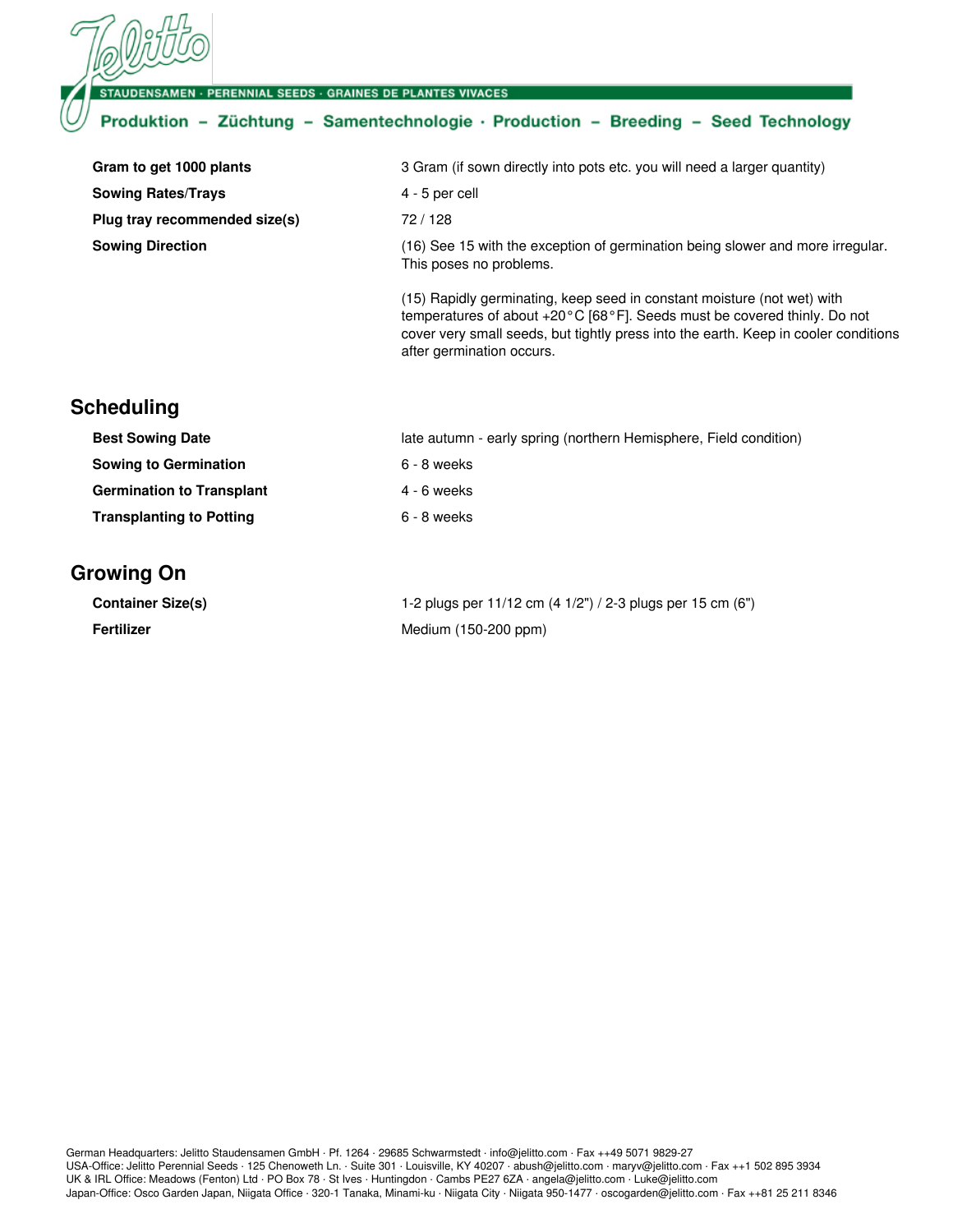| | |
|---|---|
| **Gram to get 1000 plants** | 3 Gram (if sown directly into pots etc. you will need a larger quantity) |
| **Sowing Rates/Trays** | 4 - 5 per cell |
| **Plug tray recommended size(s)** | 72 / 128 |
| **Sowing Direction** | (16) See 15 with the exception of germination being slower and more irregular. This poses no problems.<br><br>(15) Rapidly germinating, keep seed in constant moisture (not wet) with temperatures of about +20°C [68°F]. Seeds must be covered thinly. Do not cover very small seeds, but tightly press into the earth. Keep in cooler conditions after germination occurs. |

## Scheduling

| | |
|---|---|
| **Best Sowing Date** | late autumn - early spring (northern Hemisphere, Field condition) |
| **Sowing to Germination** | 6 - 8 weeks |
| **Germination to Transplant** | 4 - 6 weeks |
| **Transplanting to Potting** | 6 - 8 weeks |

## Growing On

| | |
|---|---|
| **Container Size(s)** | 1-2 plugs per 11/12 cm (4 1/2") / 2-3 plugs per 15 cm (6") |
| **Fertilizer** | Medium (150-200 ppm) |